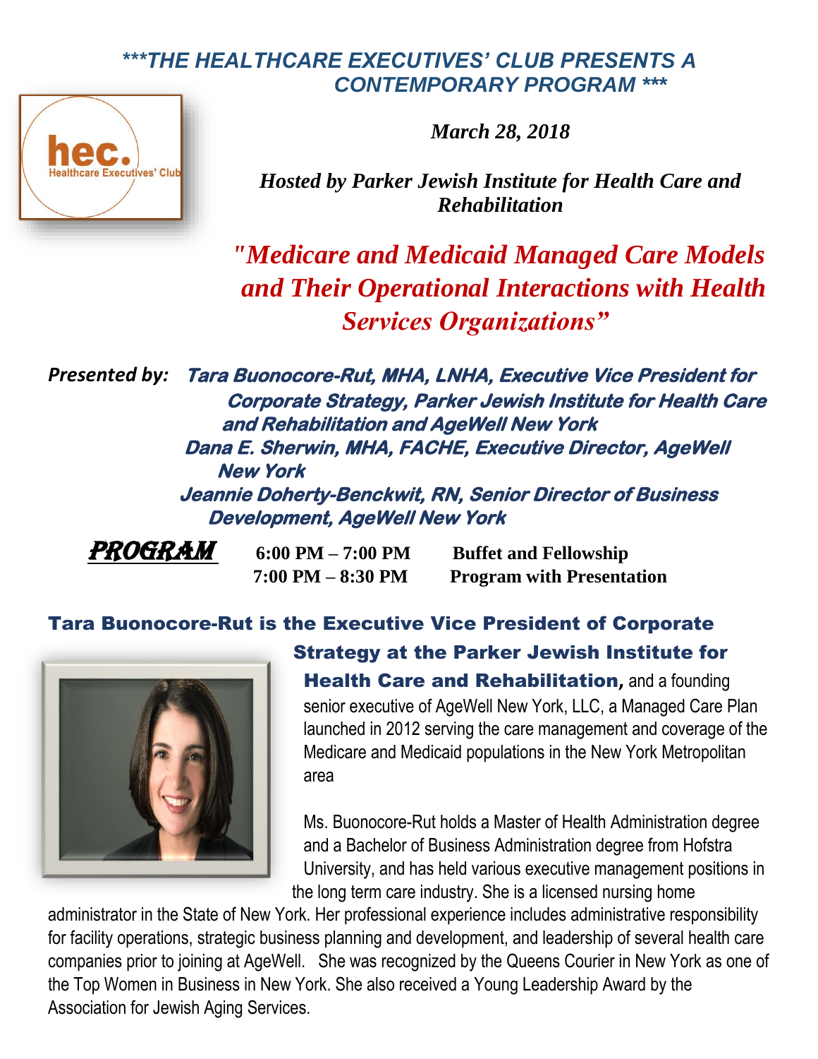***THE HEALTHCARE EXECUTIVES' CLUB PRESENTS A CONTEMPORARY PROGRAM ***

hec. Healthcare Executives' Club

*March 28, 2018*

*Hosted by Parker Jewish Institute for Health Care and Rehabilitation*

# *"Medicare and Medicaid Managed Care Models and Their Operational Interactions with Health Services Organizations"*

*Presented by:* ***Tara Buonocore-Rut, MHA, LNHA, Executive Vice President for Corporate Strategy, Parker Jewish Institute for Health Care and Rehabilitation and AgeWell New York***
***Dana E. Sherwin, MHA, FACHE, Executive Director, AgeWell New York***
***Jeannie Doherty-Benckwit, RN, Senior Director of Business Development, AgeWell New York***

**PROGRAM**

| | |
|---|---|
| **6:00 PM – 7:00 PM** | **Buffet and Fellowship** |
| **7:00 PM – 8:30 PM** | **Program with Presentation** |

**Tara Buonocore-Rut is the Executive Vice President of Corporate Strategy at the Parker Jewish Institute for Health Care and Rehabilitation,** and a founding senior executive of AgeWell New York, LLC, a Managed Care Plan launched in 2012 serving the care management and coverage of the Medicare and Medicaid populations in the New York Metropolitan area

Ms. Buonocore-Rut holds a Master of Health Administration degree and a Bachelor of Business Administration degree from Hofstra University, and has held various executive management positions in the long term care industry. She is a licensed nursing home administrator in the State of New York. Her professional experience includes administrative responsibility for facility operations, strategic business planning and development, and leadership of several health care companies prior to joining at AgeWell. She was recognized by the Queens Courier in New York as one of the Top Women in Business in New York. She also received a Young Leadership Award by the Association for Jewish Aging Services.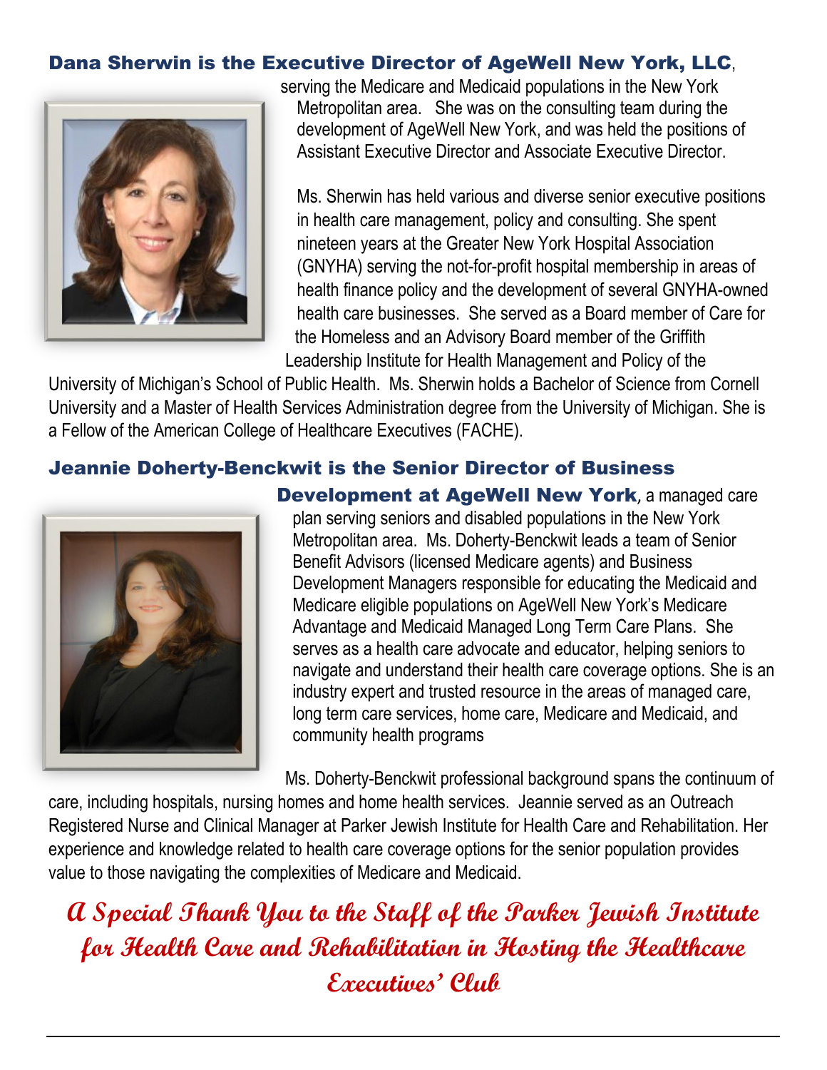**Dana Sherwin is the Executive Director of AgeWell New York, LLC**, serving the Medicare and Medicaid populations in the New York Metropolitan area. She was on the consulting team during the development of AgeWell New York, and was held the positions of Assistant Executive Director and Associate Executive Director.

Ms. Sherwin has held various and diverse senior executive positions in health care management, policy and consulting. She spent nineteen years at the Greater New York Hospital Association (GNYHA) serving the not-for-profit hospital membership in areas of health finance policy and the development of several GNYHA-owned health care businesses. She served as a Board member of Care for the Homeless and an Advisory Board member of the Griffith Leadership Institute for Health Management and Policy of the University of Michigan's School of Public Health. Ms. Sherwin holds a Bachelor of Science from Cornell University and a Master of Health Services Administration degree from the University of Michigan. She is a Fellow of the American College of Healthcare Executives (FACHE).

**Jeannie Doherty-Benckwit is the Senior Director of Business Development at AgeWell New York**, a managed care plan serving seniors and disabled populations in the New York Metropolitan area. Ms. Doherty-Benckwit leads a team of Senior Benefit Advisors (licensed Medicare agents) and Business Development Managers responsible for educating the Medicaid and Medicare eligible populations on AgeWell New York's Medicare Advantage and Medicaid Managed Long Term Care Plans. She serves as a health care advocate and educator, helping seniors to navigate and understand their health care coverage options. She is an industry expert and trusted resource in the areas of managed care, long term care services, home care, Medicare and Medicaid, and community health programs

Ms. Doherty-Benckwit professional background spans the continuum of care, including hospitals, nursing homes and home health services. Jeannie served as an Outreach Registered Nurse and Clinical Manager at Parker Jewish Institute for Health Care and Rehabilitation. Her experience and knowledge related to health care coverage options for the senior population provides value to those navigating the complexities of Medicare and Medicaid.

***A Special Thank You to the Staff of the Parker Jewish Institute for Health Care and Rehabilitation in Hosting the Healthcare Executives' Club***